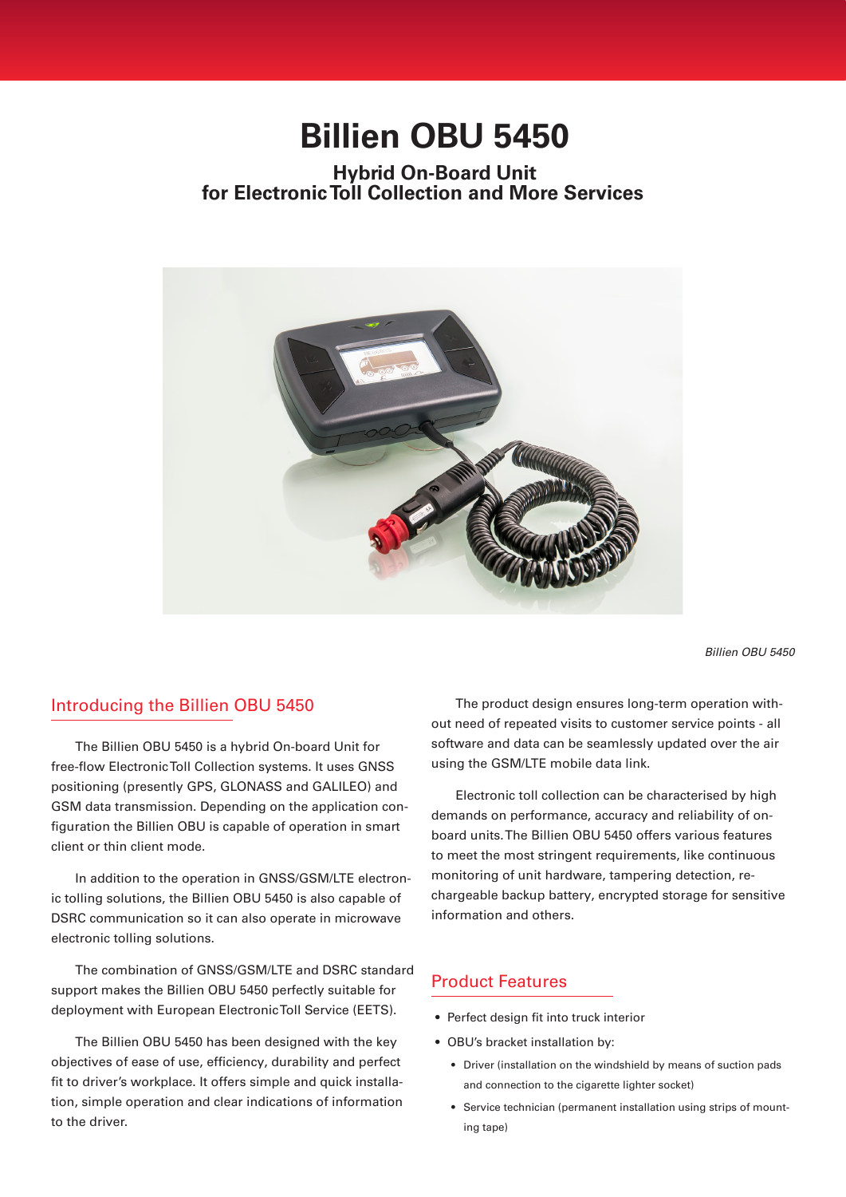# Billien OBU 5450

## Hybrid On-Board Unit for Electronic Toll Collection and More Services

*Billien OBU 5450*

## Introducing the Billien OBU 5450

The Billien OBU 5450 is a hybrid On-board Unit for free-flow Electronic Toll Collection systems. It uses GNSS positioning (presently GPS, GLONASS and GALILEO) and GSM data transmission. Depending on the application configuration the Billien OBU is capable of operation in smart client or thin client mode.

In addition to the operation in GNSS/GSM/LTE electronic tolling solutions, the Billien OBU 5450 is also capable of DSRC communication so it can also operate in microwave electronic tolling solutions.

The combination of GNSS/GSM/LTE and DSRC standard support makes the Billien OBU 5450 perfectly suitable for deployment with European Electronic Toll Service (EETS).

The Billien OBU 5450 has been designed with the key objectives of ease of use, efficiency, durability and perfect fit to driver's workplace. It offers simple and quick installation, simple operation and clear indications of information to the driver.

The product design ensures long-term operation without need of repeated visits to customer service points - all software and data can be seamlessly updated over the air using the GSM/LTE mobile data link.

Electronic toll collection can be characterised by high demands on performance, accuracy and reliability of on-board units. The Billien OBU 5450 offers various features to meet the most stringent requirements, like continuous monitoring of unit hardware, tampering detection, rechargeable backup battery, encrypted storage for sensitive information and others.

## Product Features

- Perfect design fit into truck interior
- OBU's bracket installation by:
  - Driver (installation on the windshield by means of suction pads and connection to the cigarette lighter socket)
  - Service technician (permanent installation using strips of mounting tape)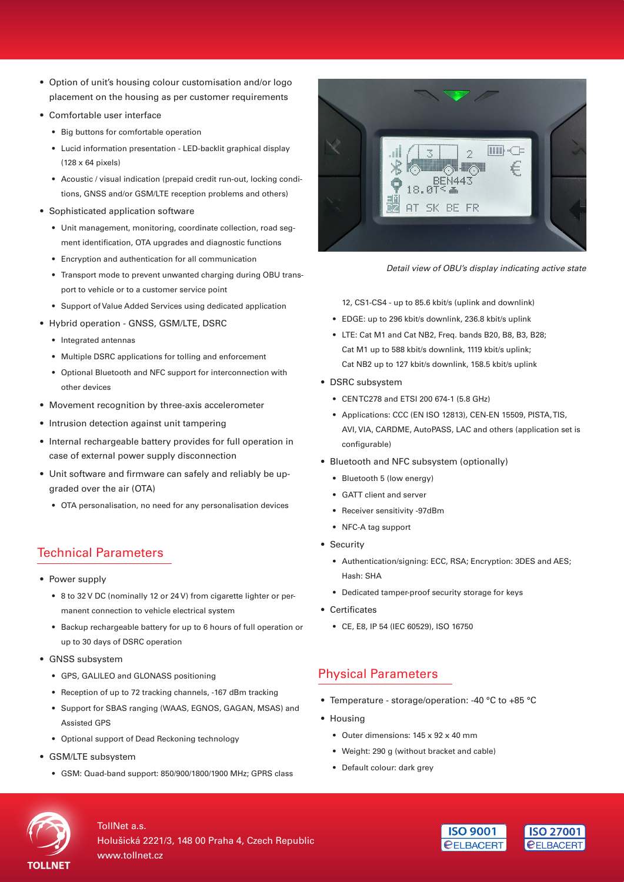- Option of unit's housing colour customisation and/or logo placement on the housing as per customer requirements
- Comfortable user interface
  - Big buttons for comfortable operation
  - Lucid information presentation - LED-backlit graphical display (128 x 64 pixels)
  - Acoustic / visual indication (prepaid credit run-out, locking conditions, GNSS and/or GSM/LTE reception problems and others)
- Sophisticated application software
  - Unit management, monitoring, coordinate collection, road segment identification, OTA upgrades and diagnostic functions
  - Encryption and authentication for all communication
  - Transport mode to prevent unwanted charging during OBU transport to vehicle or to a customer service point
  - Support of Value Added Services using dedicated application
- Hybrid operation - GNSS, GSM/LTE, DSRC
  - Integrated antennas
  - Multiple DSRC applications for tolling and enforcement
  - Optional Bluetooth and NFC support for interconnection with other devices
- Movement recognition by three-axis accelerometer
- Intrusion detection against unit tampering
- Internal rechargeable battery provides for full operation in case of external power supply disconnection
- Unit software and firmware can safely and reliably be upgraded over the air (OTA)
  - OTA personalisation, no need for any personalisation devices

*Detail view of OBU's display indicating active state*

## Technical Parameters

- Power supply
  - 8 to 32 V DC (nominally 12 or 24 V) from cigarette lighter or permanent connection to vehicle electrical system
  - Backup rechargeable battery for up to 6 hours of full operation or up to 30 days of DSRC operation
- GNSS subsystem
  - GPS, GALILEO and GLONASS positioning
  - Reception of up to 72 tracking channels, -167 dBm tracking
  - Support for SBAS ranging (WAAS, EGNOS, GAGAN, MSAS) and Assisted GPS
  - Optional support of Dead Reckoning technology
- GSM/LTE subsystem
  - GSM: Quad-band support: 850/900/1800/1900 MHz; GPRS class 12, CS1-CS4 - up to 85.6 kbit/s (uplink and downlink)
  - EDGE: up to 296 kbit/s downlink, 236.8 kbit/s uplink
  - LTE: Cat M1 and Cat NB2, Freq. bands B20, B8, B3, B28; Cat M1 up to 588 kbit/s downlink, 1119 kbit/s uplink; Cat NB2 up to 127 kbit/s downlink, 158.5 kbit/s uplink
- DSRC subsystem
  - CEN TC278 and ETSI 200 674-1 (5.8 GHz)
  - Applications: CCC (EN ISO 12813), CEN-EN 15509, PISTA, TIS, AVI, VIA, CARDME, AutoPASS, LAC and others (application set is configurable)
- Bluetooth and NFC subsystem (optionally)
  - Bluetooth 5 (low energy)
  - GATT client and server
  - Receiver sensitivity -97dBm
  - NFC-A tag support
- Security
  - Authentication/signing: ECC, RSA; Encryption: 3DES and AES; Hash: SHA
  - Dedicated tamper-proof security storage for keys
- Certificates
  - CE, E8, IP 54 (IEC 60529), ISO 16750

## Physical Parameters

- Temperature - storage/operation: -40 °C to +85 °C
- Housing
  - Outer dimensions: 145 x 92 x 40 mm
  - Weight: 290 g (without bracket and cable)
  - Default colour: dark grey

TollNet a.s.
Holušická 2221/3, 148 00 Praha 4, Czech Republic
www.tollnet.cz

ISO 9001 ELBACERT
ISO 27001 ELBACERT